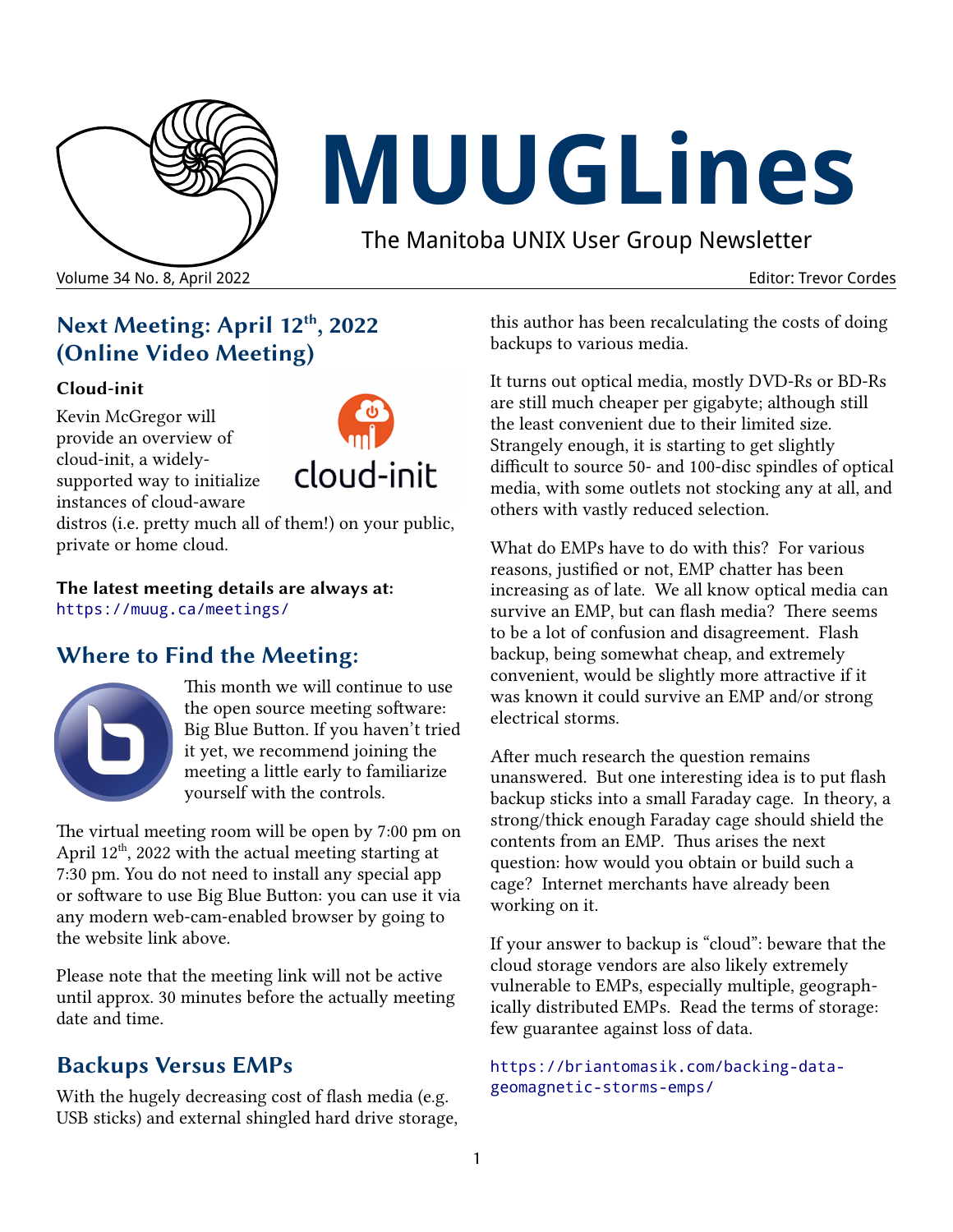# MUUGLines

The Manitoba UNIX User Group Newsletter

Volume 34 No. 8, April 2022 — Editor: Trevor Cordes

## Next Meeting: April 12th, 2022 (Online Video Meeting)

**Cloud-init**

Kevin McGregor will provide an overview of cloud-init, a widely-supported way to initialize instances of cloud-aware distros (i.e. pretty much all of them!) on your public, private or home cloud.

**The latest meeting details are always at:**
https://muug.ca/meetings/

## Where to Find the Meeting:

This month we will continue to use the open source meeting software: Big Blue Button. If you haven't tried it yet, we recommend joining the meeting a little early to familiarize yourself with the controls.

The virtual meeting room will be open by 7:00 pm on April 12th, 2022 with the actual meeting starting at 7:30 pm. You do not need to install any special app or software to use Big Blue Button: you can use it via any modern web-cam-enabled browser by going to the website link above.

Please note that the meeting link will not be active until approx. 30 minutes before the actually meeting date and time.

## Backups Versus EMPs

With the hugely decreasing cost of flash media (e.g. USB sticks) and external shingled hard drive storage, this author has been recalculating the costs of doing backups to various media.

It turns out optical media, mostly DVD-Rs or BD-Rs are still much cheaper per gigabyte; although still the least convenient due to their limited size. Strangely enough, it is starting to get slightly difficult to source 50- and 100-disc spindles of optical media, with some outlets not stocking any at all, and others with vastly reduced selection.

What do EMPs have to do with this? For various reasons, justified or not, EMP chatter has been increasing as of late. We all know optical media can survive an EMP, but can flash media? There seems to be a lot of confusion and disagreement. Flash backup, being somewhat cheap, and extremely convenient, would be slightly more attractive if it was known it could survive an EMP and/or strong electrical storms.

After much research the question remains unanswered. But one interesting idea is to put flash backup sticks into a small Faraday cage. In theory, a strong/thick enough Faraday cage should shield the contents from an EMP. Thus arises the next question: how would you obtain or build such a cage? Internet merchants have already been working on it.

If your answer to backup is "cloud": beware that the cloud storage vendors are also likely extremely vulnerable to EMPs, especially multiple, geographically distributed EMPs. Read the terms of storage: few guarantee against loss of data.

https://briantomasik.com/backing-data-geomagnetic-storms-emps/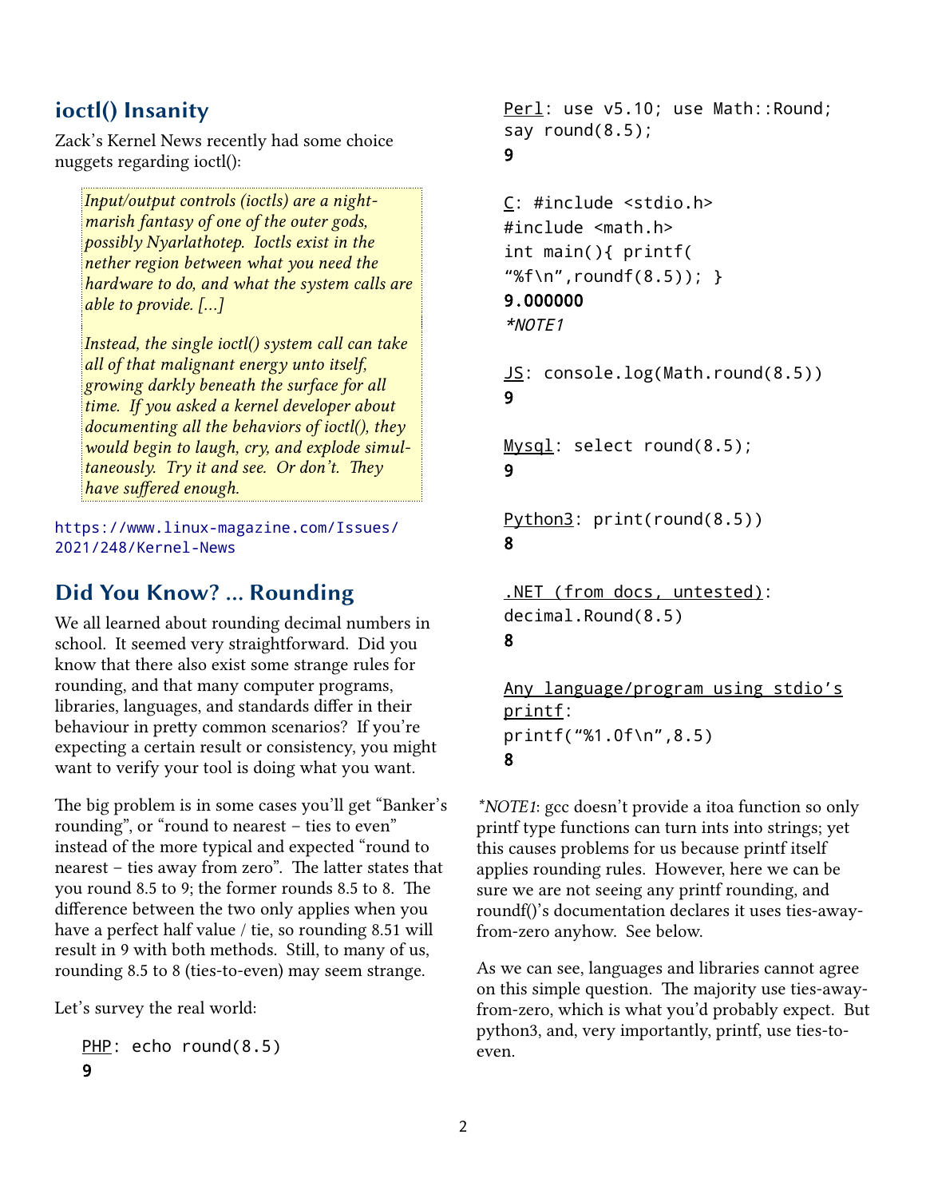## ioctl() Insanity

Zack's Kernel News recently had some choice nuggets regarding ioctl():

> *Input/output controls (ioctls) are a nightmarish fantasy of one of the outer gods, possibly Nyarlathotep. Ioctls exist in the nether region between what you need the hardware to do, and what the system calls are able to provide. [...]*
>
> *Instead, the single ioctl() system call can take all of that malignant energy unto itself, growing darkly beneath the surface for all time. If you asked a kernel developer about documenting all the behaviors of ioctl(), they would begin to laugh, cry, and explode simultaneously. Try it and see. Or don't. They have suffered enough.*

https://www.linux-magazine.com/Issues/2021/248/Kernel-News

## Did You Know? ... Rounding

We all learned about rounding decimal numbers in school. It seemed very straightforward. Did you know that there also exist some strange rules for rounding, and that many computer programs, libraries, languages, and standards differ in their behaviour in pretty common scenarios? If you're expecting a certain result or consistency, you might want to verify your tool is doing what you want.

The big problem is in some cases you'll get "Banker's rounding", or "round to nearest – ties to even" instead of the more typical and expected "round to nearest – ties away from zero". The latter states that you round 8.5 to 9; the former rounds 8.5 to 8. The difference between the two only applies when you have a perfect half value / tie, so rounding 8.51 will result in 9 with both methods. Still, to many of us, rounding 8.5 to 8 (ties-to-even) may seem strange.

Let's survey the real world:

PHP:
```
echo round(8.5)
9
```

Perl:
```
use v5.10; use Math::Round;
say round(8.5);
9
```

C:
```
#include <stdio.h>
#include <math.h>
int main(){ printf(
"%f\n",roundf(8.5)); }
9.000000
```
*\*NOTE1*

JS:
```
console.log(Math.round(8.5))
9
```

Mysql:
```
select round(8.5);
9
```

Python3:
```
print(round(8.5))
8
```

.NET (from docs, untested):
```
decimal.Round(8.5)
8
```

Any language/program using stdio's printf:
```
printf("%1.0f\n",8.5)
8
```

*\*NOTE1*: gcc doesn't provide a itoa function so only printf type functions can turn ints into strings; yet this causes problems for us because printf itself applies rounding rules. However, here we can be sure we are not seeing any printf rounding, and roundf()'s documentation declares it uses ties-away-from-zero anyhow. See below.

As we can see, languages and libraries cannot agree on this simple question. The majority use ties-away-from-zero, which is what you'd probably expect. But python3, and, very importantly, printf, use ties-to-even.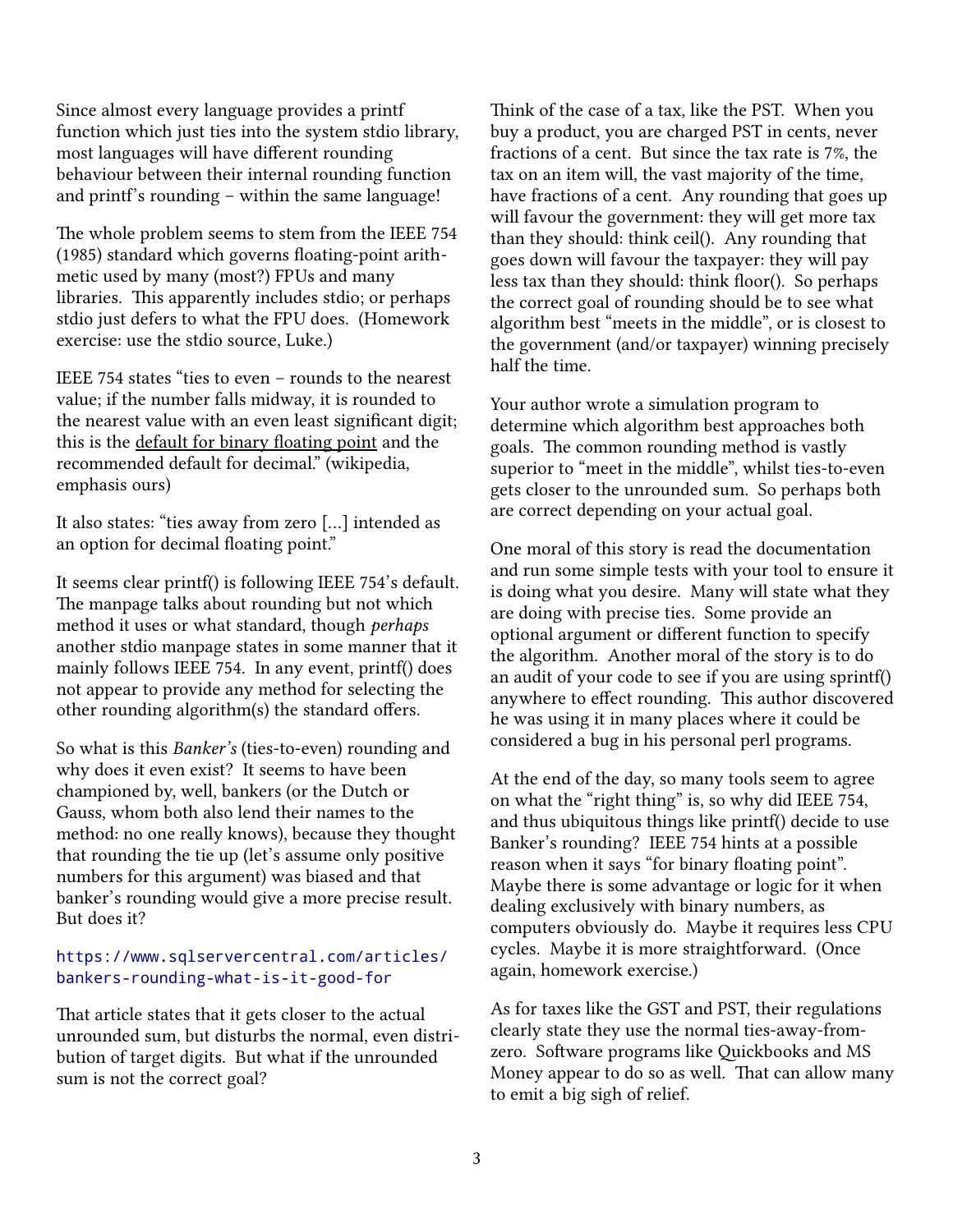Since almost every language provides a printf function which just ties into the system stdio library, most languages will have different rounding behaviour between their internal rounding function and printf's rounding – within the same language!

The whole problem seems to stem from the IEEE 754 (1985) standard which governs floating-point arithmetic used by many (most?) FPUs and many libraries. This apparently includes stdio; or perhaps stdio just defers to what the FPU does. (Homework exercise: use the stdio source, Luke.)

IEEE 754 states "ties to even – rounds to the nearest value; if the number falls midway, it is rounded to the nearest value with an even least significant digit; this is the <u>default for binary floating point</u> and the recommended default for decimal." (wikipedia, emphasis ours)

It also states: "ties away from zero [...] intended as an option for decimal floating point."

It seems clear printf() is following IEEE 754's default. The manpage talks about rounding but not which method it uses or what standard, though *perhaps* another stdio manpage states in some manner that it mainly follows IEEE 754. In any event, printf() does not appear to provide any method for selecting the other rounding algorithm(s) the standard offers.

So what is this *Banker's* (ties-to-even) rounding and why does it even exist? It seems to have been championed by, well, bankers (or the Dutch or Gauss, whom both also lend their names to the method: no one really knows), because they thought that rounding the tie up (let's assume only positive numbers for this argument) was biased and that banker's rounding would give a more precise result. But does it?

https://www.sqlservercentral.com/articles/bankers-rounding-what-is-it-good-for

That article states that it gets closer to the actual unrounded sum, but disturbs the normal, even distribution of target digits. But what if the unrounded sum is not the correct goal?

Think of the case of a tax, like the PST. When you buy a product, you are charged PST in cents, never fractions of a cent. But since the tax rate is 7%, the tax on an item will, the vast majority of the time, have fractions of a cent. Any rounding that goes up will favour the government: they will get more tax than they should: think ceil(). Any rounding that goes down will favour the taxpayer: they will pay less tax than they should: think floor(). So perhaps the correct goal of rounding should be to see what algorithm best "meets in the middle", or is closest to the government (and/or taxpayer) winning precisely half the time.

Your author wrote a simulation program to determine which algorithm best approaches both goals. The common rounding method is vastly superior to "meet in the middle", whilst ties-to-even gets closer to the unrounded sum. So perhaps both are correct depending on your actual goal.

One moral of this story is read the documentation and run some simple tests with your tool to ensure it is doing what you desire. Many will state what they are doing with precise ties. Some provide an optional argument or different function to specify the algorithm. Another moral of the story is to do an audit of your code to see if you are using sprintf() anywhere to effect rounding. This author discovered he was using it in many places where it could be considered a bug in his personal perl programs.

At the end of the day, so many tools seem to agree on what the "right thing" is, so why did IEEE 754, and thus ubiquitous things like printf() decide to use Banker's rounding? IEEE 754 hints at a possible reason when it says "for binary floating point". Maybe there is some advantage or logic for it when dealing exclusively with binary numbers, as computers obviously do. Maybe it requires less CPU cycles. Maybe it is more straightforward. (Once again, homework exercise.)

As for taxes like the GST and PST, their regulations clearly state they use the normal ties-away-from-zero. Software programs like Quickbooks and MS Money appear to do so as well. That can allow many to emit a big sigh of relief.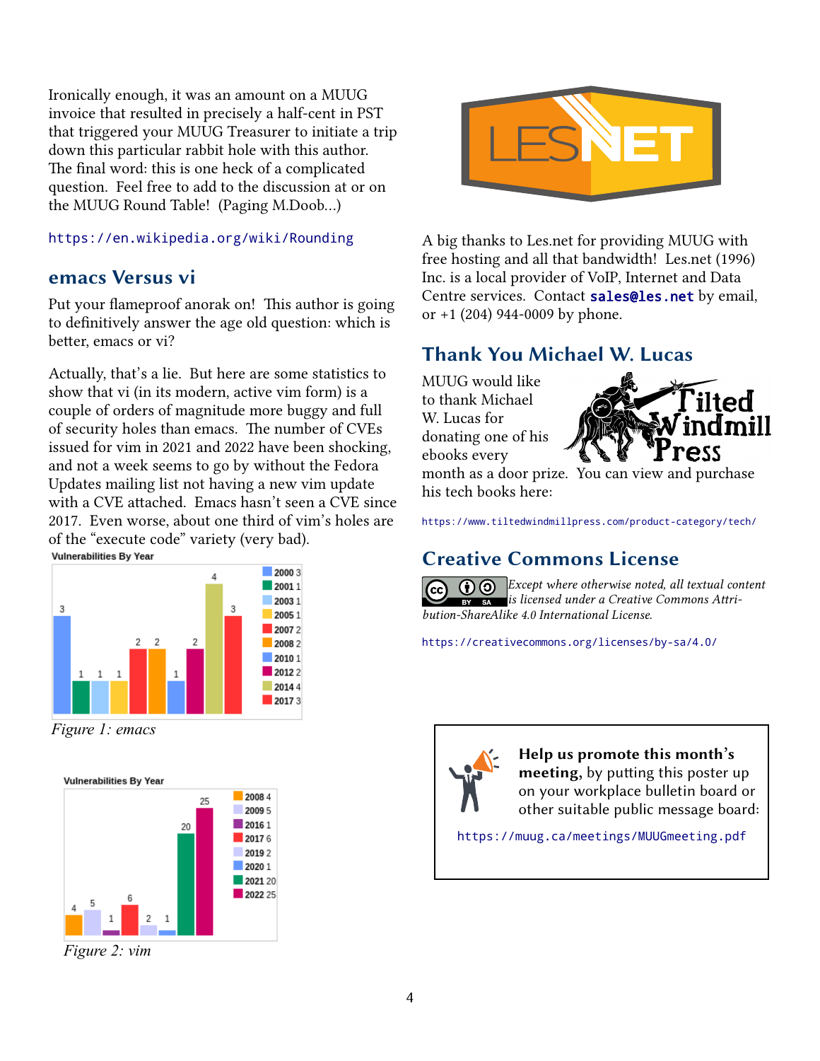Ironically enough, it was an amount on a MUUG invoice that resulted in precisely a half-cent in PST that triggered your MUUG Treasurer to initiate a trip down this particular rabbit hole with this author. The final word: this is one heck of a complicated question. Feel free to add to the discussion at or on the MUUG Round Table! (Paging M.Doob...)

https://en.wikipedia.org/wiki/Rounding

## emacs Versus vi

Put your flameproof anorak on! This author is going to definitively answer the age old question: which is better, emacs or vi?

Actually, that's a lie. But here are some statistics to show that vi (in its modern, active vim form) is a couple of orders of magnitude more buggy and full of security holes than emacs. The number of CVEs issued for vim in 2021 and 2022 have been shocking, and not a week seems to go by without the Fedora Updates mailing list not having a new vim update with a CVE attached. Emacs hasn't seen a CVE since 2017. Even worse, about one third of vim's holes are of the "execute code" variety (very bad).

Vulnerabilities By Year

3 1 1 1 2 2 1 2 4 3

2000 3
2001 1
2003 1
2005 1
2007 2
2008 2
2010 1
2012 2
2014 4
2017 3

*Figure 1: emacs*

Vulnerabilities By Year

4 5 1 6 2 1 20 25

2008 4
2009 5
2016 1
2017 6
2019 2
2020 1
2021 20
2022 25

*Figure 2: vim*

A big thanks to Les.net for providing MUUG with free hosting and all that bandwidth! Les.net (1996) Inc. is a local provider of VoIP, Internet and Data Centre services. Contact **sales@les.net** by email, or +1 (204) 944-0009 by phone.

## Thank You Michael W. Lucas

MUUG would like to thank Michael W. Lucas for donating one of his ebooks every month as a door prize. You can view and purchase his tech books here:

https://www.tiltedwindmillpress.com/product-category/tech/

## Creative Commons License

*Except where otherwise noted, all textual content is licensed under a Creative Commons Attribution-ShareAlike 4.0 International License.*

https://creativecommons.org/licenses/by-sa/4.0/

**Help us promote this month's meeting,** by putting this poster up on your workplace bulletin board or other suitable public message board:

https://muug.ca/meetings/MUUGmeeting.pdf